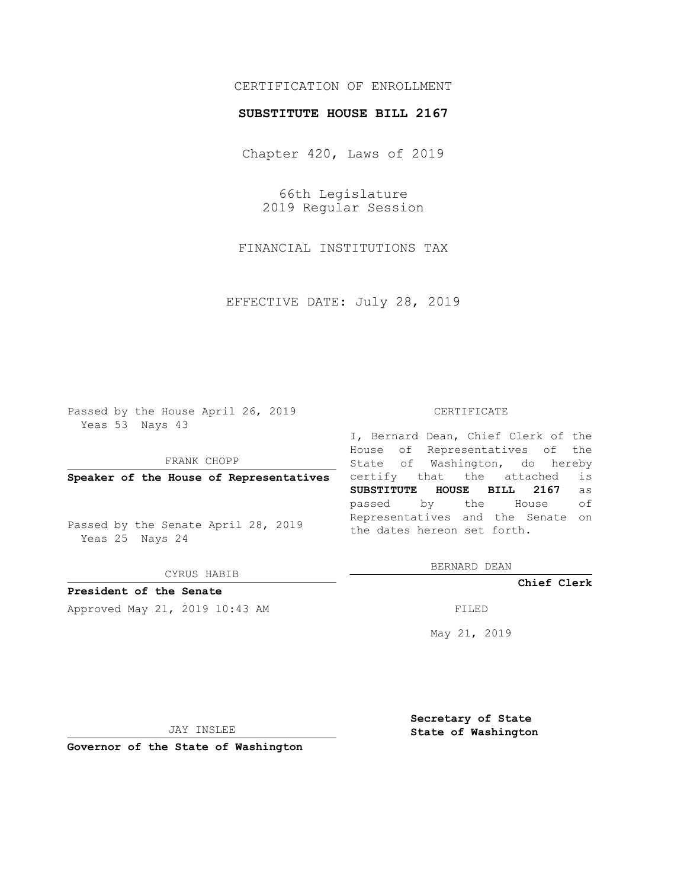CERTIFICATION OF ENROLLMENT

**SUBSTITUTE HOUSE BILL 2167**

Chapter 420, Laws of 2019

66th Legislature
2019 Regular Session

FINANCIAL INSTITUTIONS TAX

EFFECTIVE DATE: July 28, 2019

Passed by the House April 26, 2019
Yeas 53 Nays 43

FRANK CHOPP

**Speaker of the House of Representatives**

Passed by the Senate April 28, 2019
Yeas 25 Nays 24

CYRUS HABIB

**President of the Senate**

Approved May 21, 2019 10:43 AM

JAY INSLEE

**Governor of the State of Washington**

CERTIFICATE

I, Bernard Dean, Chief Clerk of the House of Representatives of the State of Washington, do hereby certify that the attached is **SUBSTITUTE HOUSE BILL 2167** as passed by the House of Representatives and the Senate on the dates hereon set forth.

BERNARD DEAN

**Chief Clerk**

FILED

May 21, 2019

**Secretary of State**
**State of Washington**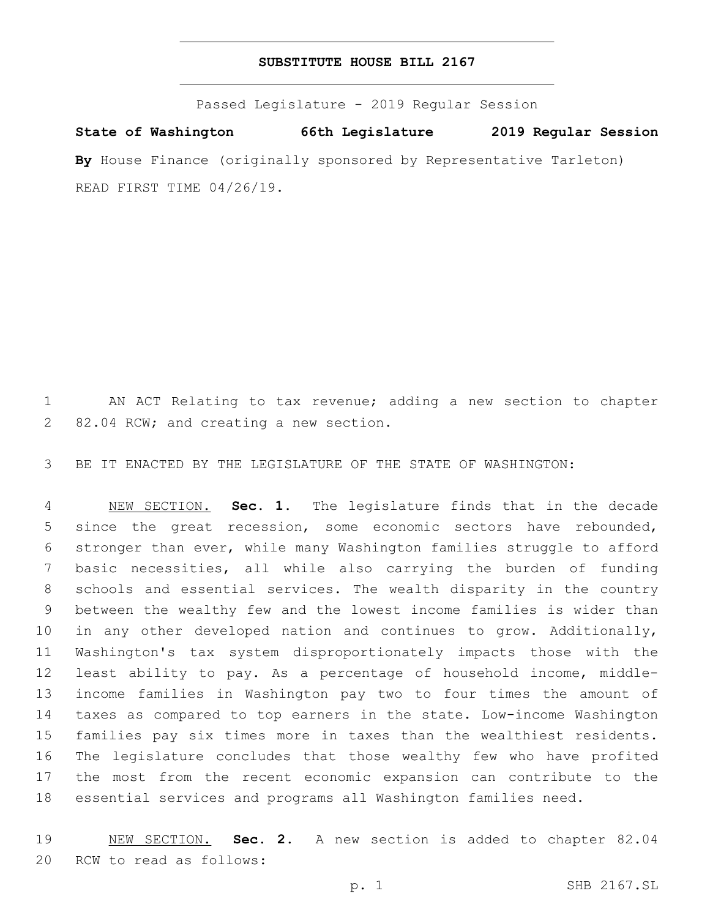**SUBSTITUTE HOUSE BILL 2167**

Passed Legislature - 2019 Regular Session

**State of Washington 66th Legislature 2019 Regular Session**

**By** House Finance (originally sponsored by Representative Tarleton)

READ FIRST TIME 04/26/19.

AN ACT Relating to tax revenue; adding a new section to chapter 82.04 RCW; and creating a new section.

BE IT ENACTED BY THE LEGISLATURE OF THE STATE OF WASHINGTON:

NEW SECTION. **Sec. 1.** The legislature finds that in the decade since the great recession, some economic sectors have rebounded, stronger than ever, while many Washington families struggle to afford basic necessities, all while also carrying the burden of funding schools and essential services. The wealth disparity in the country between the wealthy few and the lowest income families is wider than in any other developed nation and continues to grow. Additionally, Washington's tax system disproportionately impacts those with the least ability to pay. As a percentage of household income, middle-income families in Washington pay two to four times the amount of taxes as compared to top earners in the state. Low-income Washington families pay six times more in taxes than the wealthiest residents. The legislature concludes that those wealthy few who have profited the most from the recent economic expansion can contribute to the essential services and programs all Washington families need.

NEW SECTION. **Sec. 2.** A new section is added to chapter 82.04 RCW to read as follows: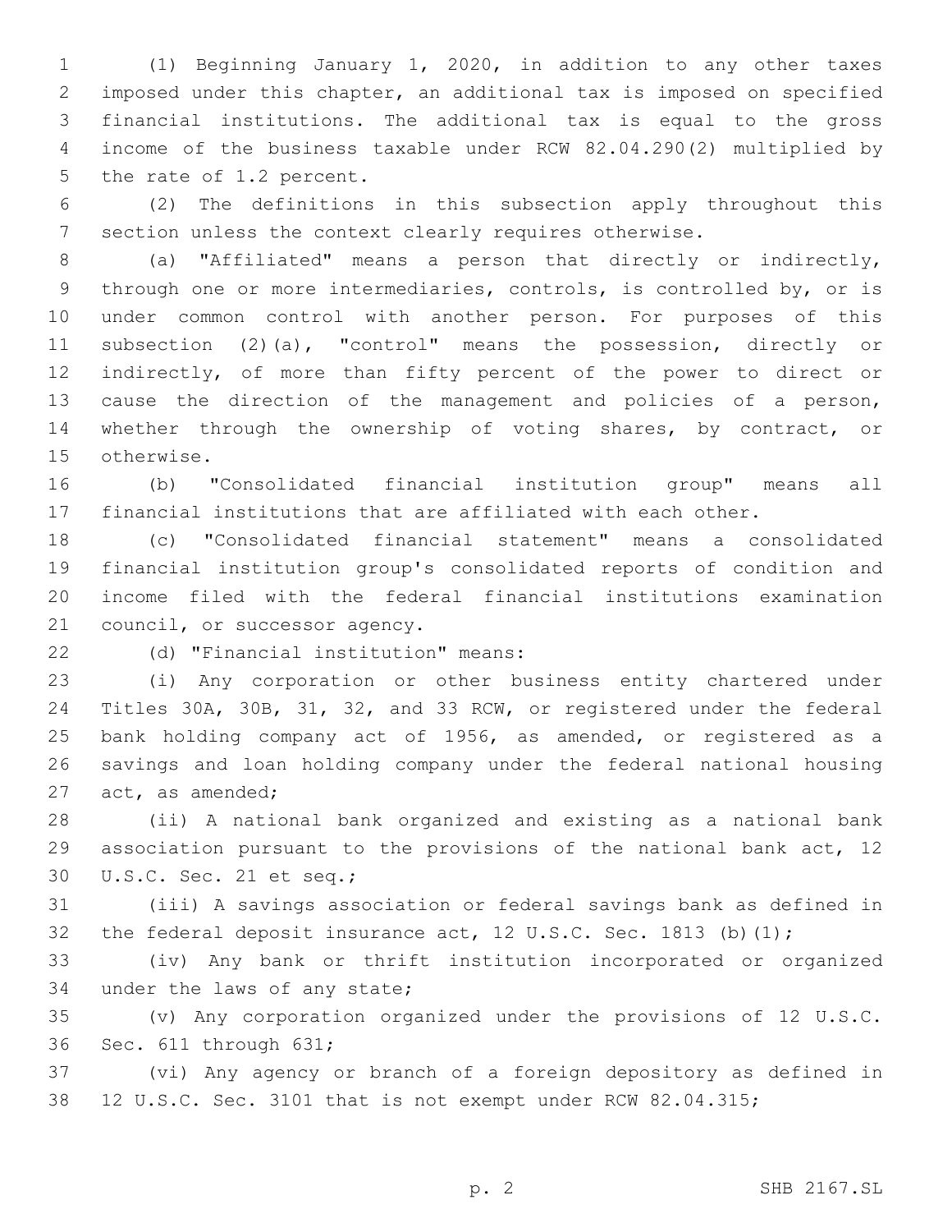(1) Beginning January 1, 2020, in addition to any other taxes imposed under this chapter, an additional tax is imposed on specified financial institutions. The additional tax is equal to the gross income of the business taxable under RCW 82.04.290(2) multiplied by the rate of 1.2 percent.

(2) The definitions in this subsection apply throughout this section unless the context clearly requires otherwise.

(a) "Affiliated" means a person that directly or indirectly, through one or more intermediaries, controls, is controlled by, or is under common control with another person. For purposes of this subsection (2)(a), "control" means the possession, directly or indirectly, of more than fifty percent of the power to direct or cause the direction of the management and policies of a person, whether through the ownership of voting shares, by contract, or otherwise.

(b) "Consolidated financial institution group" means all financial institutions that are affiliated with each other.

(c) "Consolidated financial statement" means a consolidated financial institution group's consolidated reports of condition and income filed with the federal financial institutions examination council, or successor agency.

(d) "Financial institution" means:

(i) Any corporation or other business entity chartered under Titles 30A, 30B, 31, 32, and 33 RCW, or registered under the federal bank holding company act of 1956, as amended, or registered as a savings and loan holding company under the federal national housing act, as amended;

(ii) A national bank organized and existing as a national bank association pursuant to the provisions of the national bank act, 12 U.S.C. Sec. 21 et seq.;

(iii) A savings association or federal savings bank as defined in the federal deposit insurance act, 12 U.S.C. Sec. 1813 (b)(1);

(iv) Any bank or thrift institution incorporated or organized under the laws of any state;

(v) Any corporation organized under the provisions of 12 U.S.C. Sec. 611 through 631;

(vi) Any agency or branch of a foreign depository as defined in 12 U.S.C. Sec. 3101 that is not exempt under RCW 82.04.315;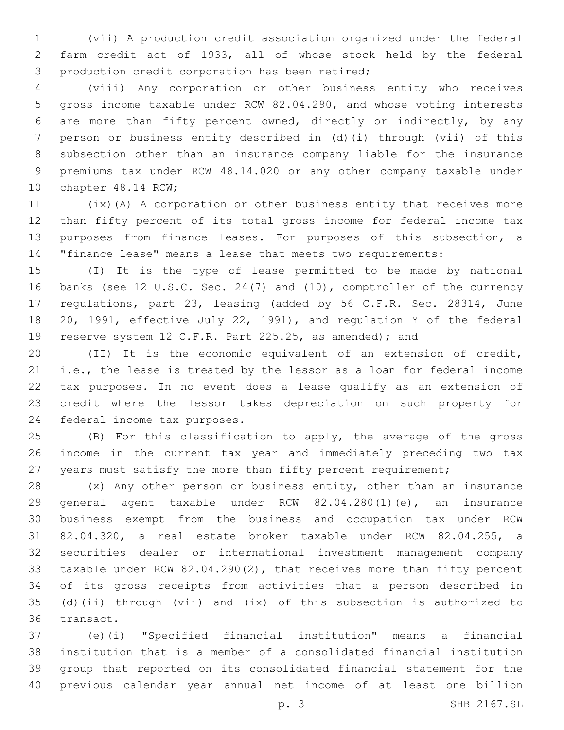(vii) A production credit association organized under the federal farm credit act of 1933, all of whose stock held by the federal production credit corporation has been retired;

(viii) Any corporation or other business entity who receives gross income taxable under RCW 82.04.290, and whose voting interests are more than fifty percent owned, directly or indirectly, by any person or business entity described in (d)(i) through (vii) of this subsection other than an insurance company liable for the insurance premiums tax under RCW 48.14.020 or any other company taxable under chapter 48.14 RCW;

(ix)(A) A corporation or other business entity that receives more than fifty percent of its total gross income for federal income tax purposes from finance leases. For purposes of this subsection, a "finance lease" means a lease that meets two requirements:

(I) It is the type of lease permitted to be made by national banks (see 12 U.S.C. Sec. 24(7) and (10), comptroller of the currency regulations, part 23, leasing (added by 56 C.F.R. Sec. 28314, June 20, 1991, effective July 22, 1991), and regulation Y of the federal reserve system 12 C.F.R. Part 225.25, as amended); and

(II) It is the economic equivalent of an extension of credit, i.e., the lease is treated by the lessor as a loan for federal income tax purposes. In no event does a lease qualify as an extension of credit where the lessor takes depreciation on such property for federal income tax purposes.

(B) For this classification to apply, the average of the gross income in the current tax year and immediately preceding two tax years must satisfy the more than fifty percent requirement;

(x) Any other person or business entity, other than an insurance general agent taxable under RCW 82.04.280(1)(e), an insurance business exempt from the business and occupation tax under RCW 82.04.320, a real estate broker taxable under RCW 82.04.255, a securities dealer or international investment management company taxable under RCW 82.04.290(2), that receives more than fifty percent of its gross receipts from activities that a person described in (d)(ii) through (vii) and (ix) of this subsection is authorized to transact.

(e)(i) "Specified financial institution" means a financial institution that is a member of a consolidated financial institution group that reported on its consolidated financial statement for the previous calendar year annual net income of at least one billion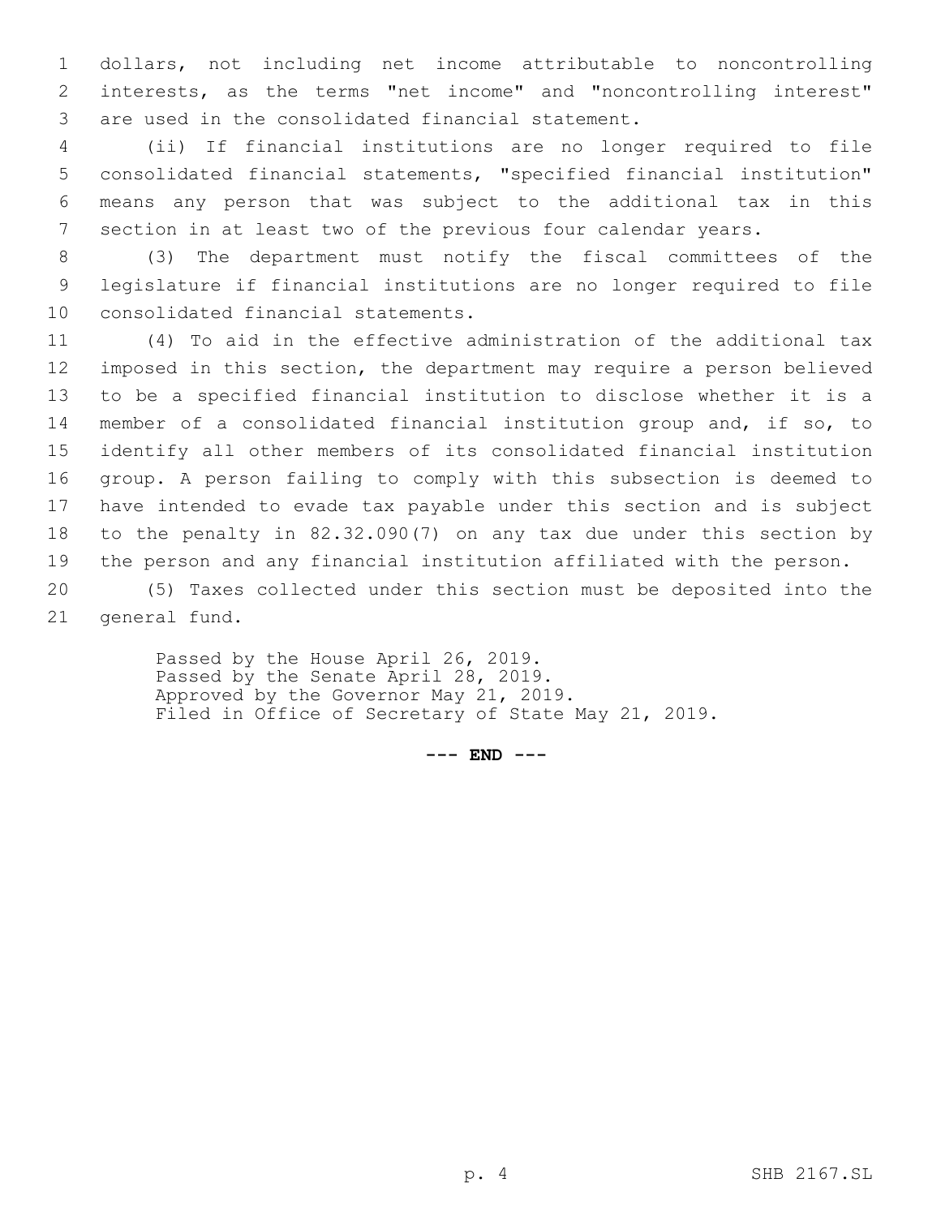dollars, not including net income attributable to noncontrolling interests, as the terms "net income" and "noncontrolling interest" are used in the consolidated financial statement.

(ii) If financial institutions are no longer required to file consolidated financial statements, "specified financial institution" means any person that was subject to the additional tax in this section in at least two of the previous four calendar years.

(3) The department must notify the fiscal committees of the legislature if financial institutions are no longer required to file consolidated financial statements.

(4) To aid in the effective administration of the additional tax imposed in this section, the department may require a person believed to be a specified financial institution to disclose whether it is a member of a consolidated financial institution group and, if so, to identify all other members of its consolidated financial institution group. A person failing to comply with this subsection is deemed to have intended to evade tax payable under this section and is subject to the penalty in 82.32.090(7) on any tax due under this section by the person and any financial institution affiliated with the person.

(5) Taxes collected under this section must be deposited into the general fund.

Passed by the House April 26, 2019.
Passed by the Senate April 28, 2019.
Approved by the Governor May 21, 2019.
Filed in Office of Secretary of State May 21, 2019.

**--- END ---**